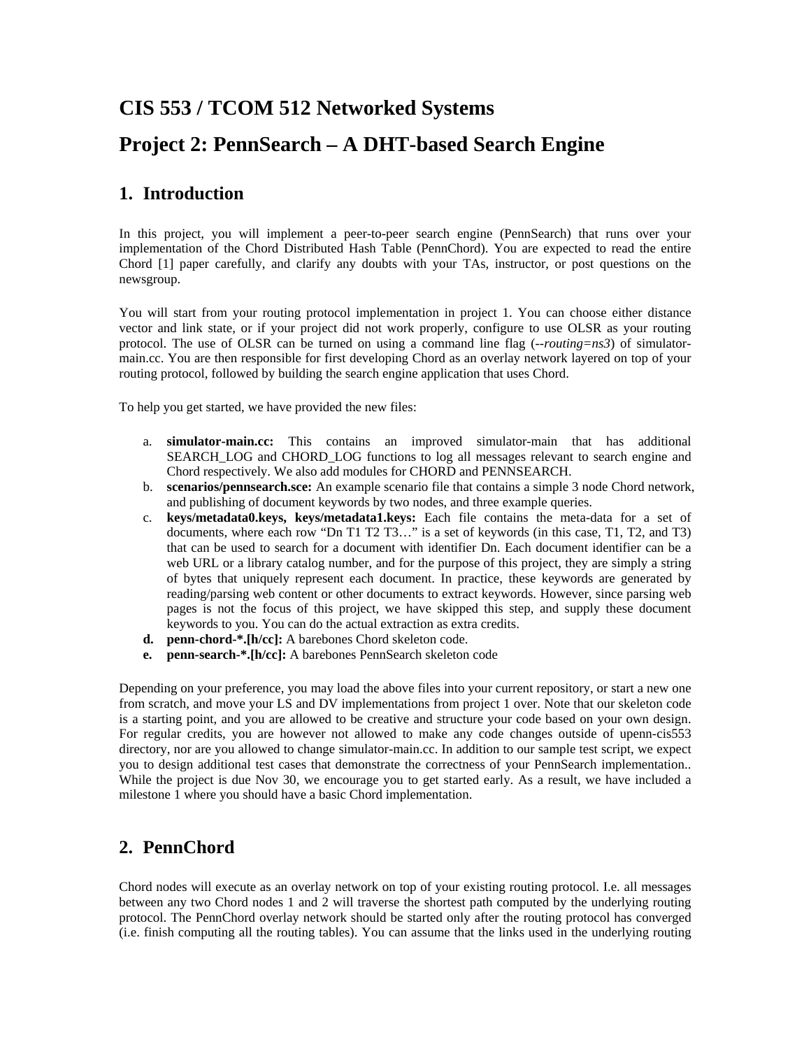# CIS 553 / TCOM 512 Networked Systems

# Project 2: PennSearch – A DHT-based Search Engine

## 1. Introduction

In this project, you will implement a peer-to-peer search engine (PennSearch) that runs over your implementation of the Chord Distributed Hash Table (PennChord). You are expected to read the entire Chord [1] paper carefully, and clarify any doubts with your TAs, instructor, or post questions on the newsgroup.

You will start from your routing protocol implementation in project 1. You can choose either distance vector and link state, or if your project did not work properly, configure to use OLSR as your routing protocol. The use of OLSR can be turned on using a command line flag (*--routing=ns3*) of simulator-main.cc. You are then responsible for first developing Chord as an overlay network layered on top of your routing protocol, followed by building the search engine application that uses Chord.

To help you get started, we have provided the new files:

a. **simulator-main.cc:** This contains an improved simulator-main that has additional SEARCH_LOG and CHORD_LOG functions to log all messages relevant to search engine and Chord respectively. We also add modules for CHORD and PENNSEARCH.
b. **scenarios/pennsearch.sce:** An example scenario file that contains a simple 3 node Chord network, and publishing of document keywords by two nodes, and three example queries.
c. **keys/metadata0.keys, keys/metadata1.keys:** Each file contains the meta-data for a set of documents, where each row "Dn T1 T2 T3…" is a set of keywords (in this case, T1, T2, and T3) that can be used to search for a document with identifier Dn. Each document identifier can be a web URL or a library catalog number, and for the purpose of this project, they are simply a string of bytes that uniquely represent each document. In practice, these keywords are generated by reading/parsing web content or other documents to extract keywords. However, since parsing web pages is not the focus of this project, we have skipped this step, and supply these document keywords to you. You can do the actual extraction as extra credits.
d. **penn-chord-*.[h/cc]:** A barebones Chord skeleton code.
e. **penn-search-*.[h/cc]:** A barebones PennSearch skeleton code

Depending on your preference, you may load the above files into your current repository, or start a new one from scratch, and move your LS and DV implementations from project 1 over. Note that our skeleton code is a starting point, and you are allowed to be creative and structure your code based on your own design. For regular credits, you are however not allowed to make any code changes outside of upenn-cis553 directory, nor are you allowed to change simulator-main.cc. In addition to our sample test script, we expect you to design additional test cases that demonstrate the correctness of your PennSearch implementation.. While the project is due Nov 30, we encourage you to get started early. As a result, we have included a milestone 1 where you should have a basic Chord implementation.

## 2. PennChord

Chord nodes will execute as an overlay network on top of your existing routing protocol. I.e. all messages between any two Chord nodes 1 and 2 will traverse the shortest path computed by the underlying routing protocol. The PennChord overlay network should be started only after the routing protocol has converged (i.e. finish computing all the routing tables). You can assume that the links used in the underlying routing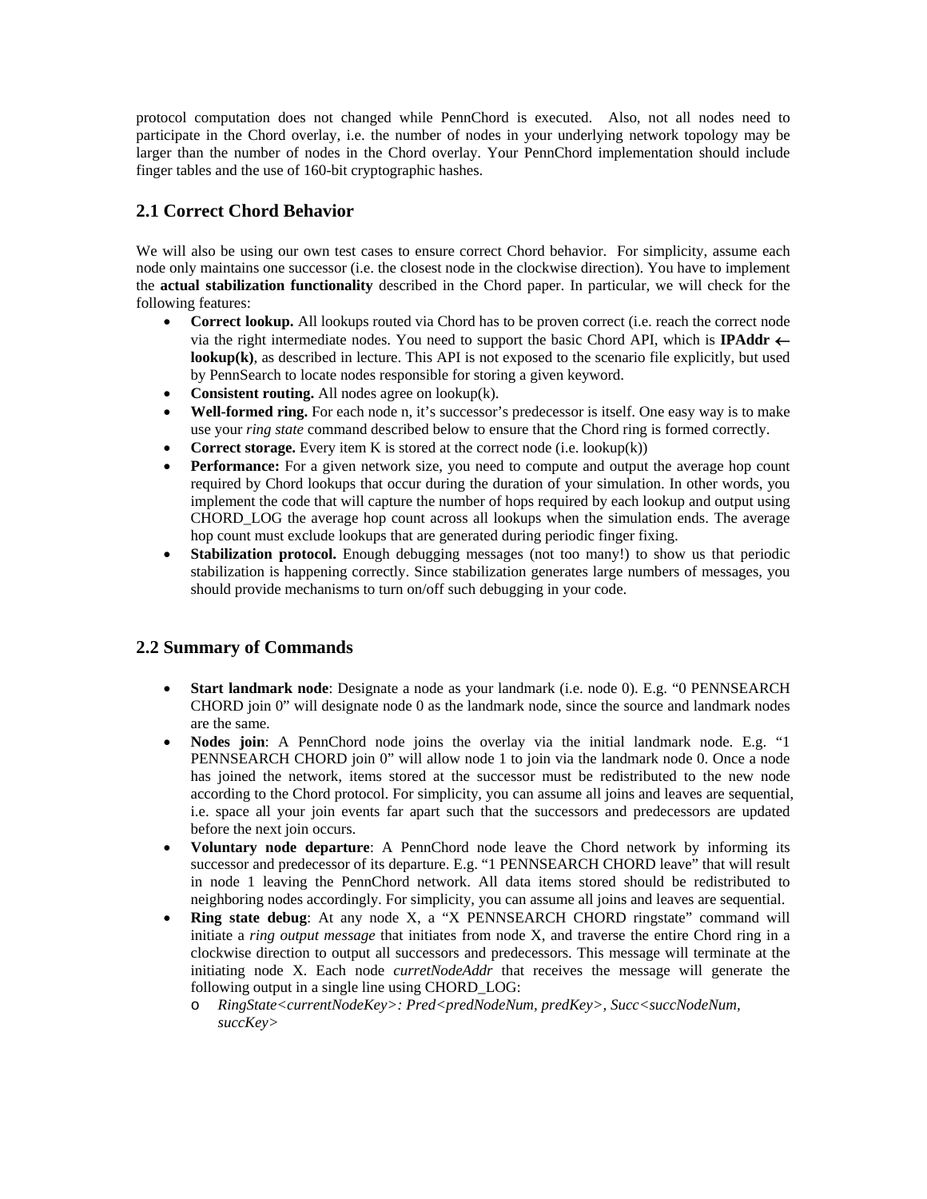protocol computation does not changed while PennChord is executed. Also, not all nodes need to participate in the Chord overlay, i.e. the number of nodes in your underlying network topology may be larger than the number of nodes in the Chord overlay. Your PennChord implementation should include finger tables and the use of 160-bit cryptographic hashes.

## 2.1 Correct Chord Behavior

We will also be using our own test cases to ensure correct Chord behavior. For simplicity, assume each node only maintains one successor (i.e. the closest node in the clockwise direction). You have to implement the **actual stabilization functionality** described in the Chord paper. In particular, we will check for the following features:

- **Correct lookup.** All lookups routed via Chord has to be proven correct (i.e. reach the correct node via the right intermediate nodes. You need to support the basic Chord API, which is **IPAddr ← lookup(k)**, as described in lecture. This API is not exposed to the scenario file explicitly, but used by PennSearch to locate nodes responsible for storing a given keyword.
- **Consistent routing.** All nodes agree on lookup(k).
- **Well-formed ring.** For each node n, it's successor's predecessor is itself. One easy way is to make use your *ring state* command described below to ensure that the Chord ring is formed correctly.
- **Correct storage.** Every item K is stored at the correct node (i.e. lookup(k))
- **Performance:** For a given network size, you need to compute and output the average hop count required by Chord lookups that occur during the duration of your simulation. In other words, you implement the code that will capture the number of hops required by each lookup and output using CHORD_LOG the average hop count across all lookups when the simulation ends. The average hop count must exclude lookups that are generated during periodic finger fixing.
- **Stabilization protocol.** Enough debugging messages (not too many!) to show us that periodic stabilization is happening correctly. Since stabilization generates large numbers of messages, you should provide mechanisms to turn on/off such debugging in your code.

## 2.2 Summary of Commands

- **Start landmark node**: Designate a node as your landmark (i.e. node 0). E.g. "0 PENNSEARCH CHORD join 0" will designate node 0 as the landmark node, since the source and landmark nodes are the same.
- **Nodes join**: A PennChord node joins the overlay via the initial landmark node. E.g. "1 PENNSEARCH CHORD join 0" will allow node 1 to join via the landmark node 0. Once a node has joined the network, items stored at the successor must be redistributed to the new node according to the Chord protocol. For simplicity, you can assume all joins and leaves are sequential, i.e. space all your join events far apart such that the successors and predecessors are updated before the next join occurs.
- **Voluntary node departure**: A PennChord node leave the Chord network by informing its successor and predecessor of its departure. E.g. "1 PENNSEARCH CHORD leave" that will result in node 1 leaving the PennChord network. All data items stored should be redistributed to neighboring nodes accordingly. For simplicity, you can assume all joins and leaves are sequential.
- **Ring state debug**: At any node X, a "X PENNSEARCH CHORD ringstate" command will initiate a *ring output message* that initiates from node X, and traverse the entire Chord ring in a clockwise direction to output all successors and predecessors. This message will terminate at the initiating node X. Each node *curretNodeAddr* that receives the message will generate the following output in a single line using CHORD_LOG:
  - *RingState<currentNodeKey>: Pred<predNodeNum, predKey>, Succ<succNodeNum, succKey>*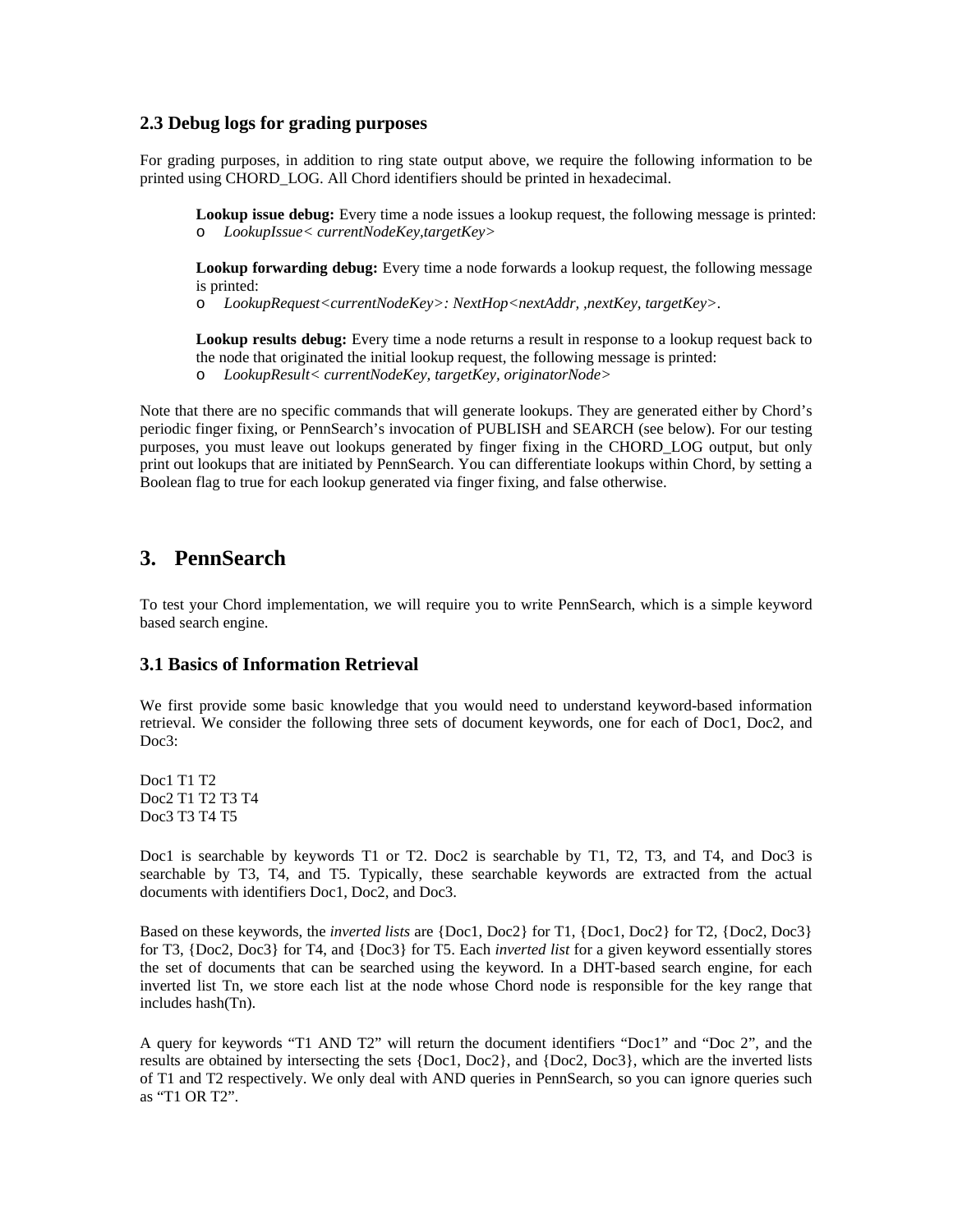### 2.3 Debug logs for grading purposes

For grading purposes, in addition to ring state output above, we require the following information to be printed using CHORD_LOG. All Chord identifiers should be printed in hexadecimal.

**Lookup issue debug:** Every time a node issues a lookup request, the following message is printed:
- *LookupIssue< currentNodeKey,targetKey>*

**Lookup forwarding debug:** Every time a node forwards a lookup request, the following message is printed:
- *LookupRequest<currentNodeKey>: NextHop<nextAddr, ,nextKey, targetKey>*.

**Lookup results debug:** Every time a node returns a result in response to a lookup request back to the node that originated the initial lookup request, the following message is printed:
- *LookupResult< currentNodeKey, targetKey, originatorNode>*

Note that there are no specific commands that will generate lookups. They are generated either by Chord's periodic finger fixing, or PennSearch's invocation of PUBLISH and SEARCH (see below). For our testing purposes, you must leave out lookups generated by finger fixing in the CHORD_LOG output, but only print out lookups that are initiated by PennSearch. You can differentiate lookups within Chord, by setting a Boolean flag to true for each lookup generated via finger fixing, and false otherwise.

## 3. PennSearch

To test your Chord implementation, we will require you to write PennSearch, which is a simple keyword based search engine.

### 3.1 Basics of Information Retrieval

We first provide some basic knowledge that you would need to understand keyword-based information retrieval. We consider the following three sets of document keywords, one for each of Doc1, Doc2, and Doc3:

Doc1 T1 T2
Doc2 T1 T2 T3 T4
Doc3 T3 T4 T5

Doc1 is searchable by keywords T1 or T2. Doc2 is searchable by T1, T2, T3, and T4, and Doc3 is searchable by T3, T4, and T5. Typically, these searchable keywords are extracted from the actual documents with identifiers Doc1, Doc2, and Doc3.

Based on these keywords, the *inverted lists* are {Doc1, Doc2} for T1, {Doc1, Doc2} for T2, {Doc2, Doc3} for T3, {Doc2, Doc3} for T4, and {Doc3} for T5. Each *inverted list* for a given keyword essentially stores the set of documents that can be searched using the keyword. In a DHT-based search engine, for each inverted list Tn, we store each list at the node whose Chord node is responsible for the key range that includes hash(Tn).

A query for keywords "T1 AND T2" will return the document identifiers "Doc1" and "Doc 2", and the results are obtained by intersecting the sets {Doc1, Doc2}, and {Doc2, Doc3}, which are the inverted lists of T1 and T2 respectively. We only deal with AND queries in PennSearch, so you can ignore queries such as "T1 OR T2".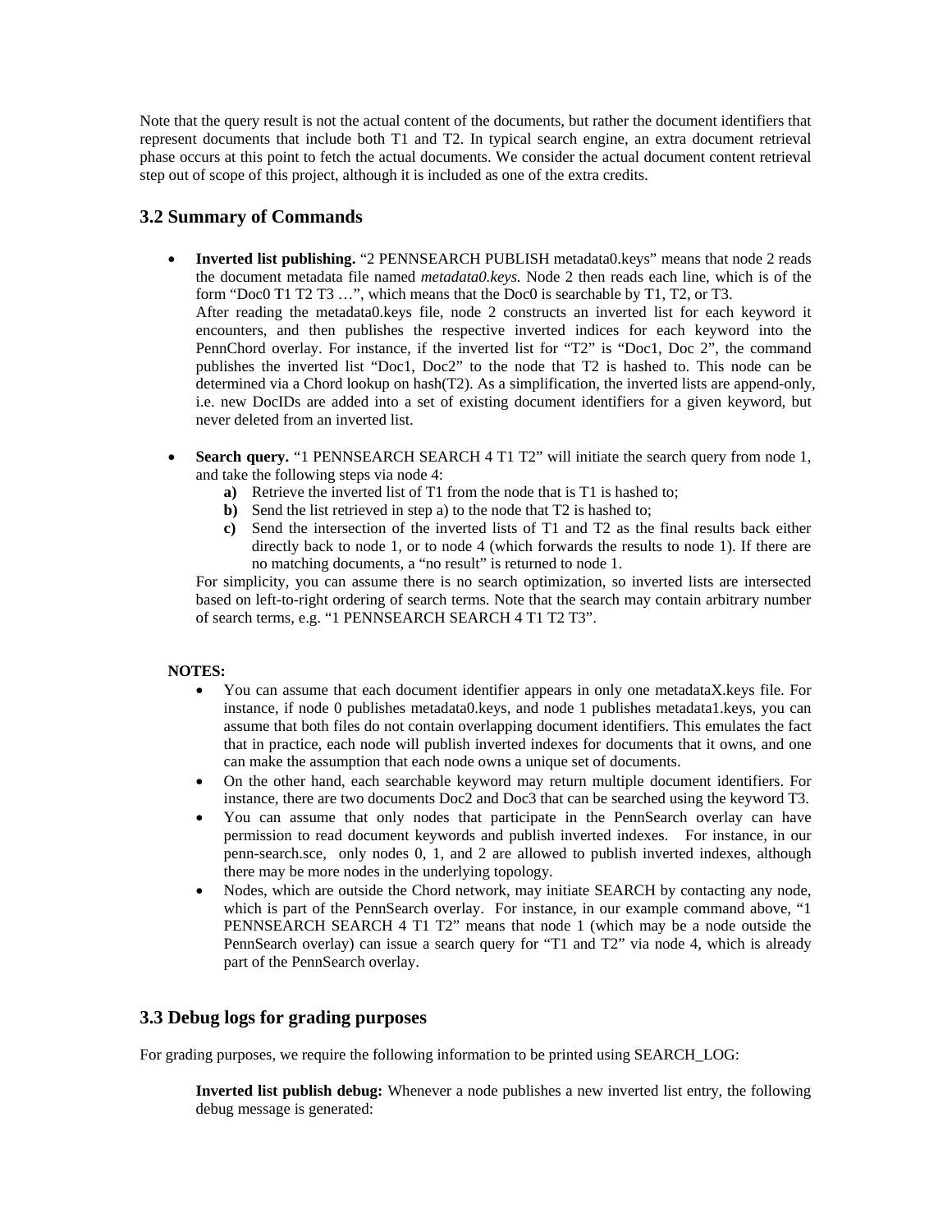Note that the query result is not the actual content of the documents, but rather the document identifiers that represent documents that include both T1 and T2. In typical search engine, an extra document retrieval phase occurs at this point to fetch the actual documents. We consider the actual document content retrieval step out of scope of this project, although it is included as one of the extra credits.

## 3.2 Summary of Commands

- **Inverted list publishing.** "2 PENNSEARCH PUBLISH metadata0.keys" means that node 2 reads the document metadata file named *metadata0.keys.* Node 2 then reads each line, which is of the form "Doc0 T1 T2 T3 …", which means that the Doc0 is searchable by T1, T2, or T3.
  After reading the metadata0.keys file, node 2 constructs an inverted list for each keyword it encounters, and then publishes the respective inverted indices for each keyword into the PennChord overlay. For instance, if the inverted list for "T2" is "Doc1, Doc 2", the command publishes the inverted list "Doc1, Doc2" to the node that T2 is hashed to. This node can be determined via a Chord lookup on hash(T2). As a simplification, the inverted lists are append-only, i.e. new DocIDs are added into a set of existing document identifiers for a given keyword, but never deleted from an inverted list.

- **Search query.** "1 PENNSEARCH SEARCH 4 T1 T2" will initiate the search query from node 1, and take the following steps via node 4:
  - **a)** Retrieve the inverted list of T1 from the node that is T1 is hashed to;
  - **b)** Send the list retrieved in step a) to the node that T2 is hashed to;
  - **c)** Send the intersection of the inverted lists of T1 and T2 as the final results back either directly back to node 1, or to node 4 (which forwards the results to node 1). If there are no matching documents, a "no result" is returned to node 1.

  For simplicity, you can assume there is no search optimization, so inverted lists are intersected based on left-to-right ordering of search terms. Note that the search may contain arbitrary number of search terms, e.g. "1 PENNSEARCH SEARCH 4 T1 T2 T3".

**NOTES:**

- You can assume that each document identifier appears in only one metadataX.keys file. For instance, if node 0 publishes metadata0.keys, and node 1 publishes metadata1.keys, you can assume that both files do not contain overlapping document identifiers. This emulates the fact that in practice, each node will publish inverted indexes for documents that it owns, and one can make the assumption that each node owns a unique set of documents.
- On the other hand, each searchable keyword may return multiple document identifiers. For instance, there are two documents Doc2 and Doc3 that can be searched using the keyword T3.
- You can assume that only nodes that participate in the PennSearch overlay can have permission to read document keywords and publish inverted indexes. For instance, in our penn-search.sce, only nodes 0, 1, and 2 are allowed to publish inverted indexes, although there may be more nodes in the underlying topology.
- Nodes, which are outside the Chord network, may initiate SEARCH by contacting any node, which is part of the PennSearch overlay. For instance, in our example command above, "1 PENNSEARCH SEARCH 4 T1 T2" means that node 1 (which may be a node outside the PennSearch overlay) can issue a search query for "T1 and T2" via node 4, which is already part of the PennSearch overlay.

## 3.3 Debug logs for grading purposes

For grading purposes, we require the following information to be printed using SEARCH_LOG:

**Inverted list publish debug:** Whenever a node publishes a new inverted list entry, the following debug message is generated: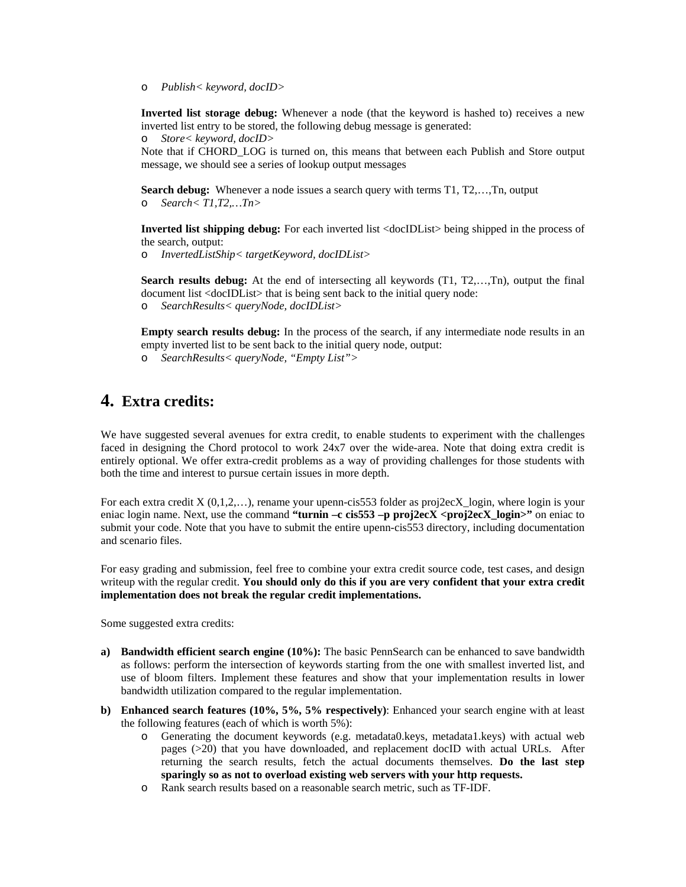- *Publish< keyword, docID>*

**Inverted list storage debug:** Whenever a node (that the keyword is hashed to) receives a new inverted list entry to be stored, the following debug message is generated:

- *Store< keyword, docID>*

Note that if CHORD_LOG is turned on, this means that between each Publish and Store output message, we should see a series of lookup output messages

**Search debug:** Whenever a node issues a search query with terms T1, T2,…,Tn, output

- *Search< T1,T2,…Tn>*

**Inverted list shipping debug:** For each inverted list <docIDList> being shipped in the process of the search, output:

- *InvertedListShip< targetKeyword, docIDList>*

**Search results debug:** At the end of intersecting all keywords (T1, T2,…,Tn), output the final document list <docIDList> that is being sent back to the initial query node:

- *SearchResults< queryNode, docIDList>*

**Empty search results debug:** In the process of the search, if any intermediate node results in an empty inverted list to be sent back to the initial query node, output:

- *SearchResults< queryNode, "Empty List">*

# 4. Extra credits:

We have suggested several avenues for extra credit, to enable students to experiment with the challenges faced in designing the Chord protocol to work 24x7 over the wide-area. Note that doing extra credit is entirely optional. We offer extra-credit problems as a way of providing challenges for those students with both the time and interest to pursue certain issues in more depth.

For each extra credit X (0,1,2,…), rename your upenn-cis553 folder as proj2ecX_login, where login is your eniac login name. Next, use the command **"turnin –c cis553 –p proj2ecX <proj2ecX_login>"** on eniac to submit your code. Note that you have to submit the entire upenn-cis553 directory, including documentation and scenario files.

For easy grading and submission, feel free to combine your extra credit source code, test cases, and design writeup with the regular credit. **You should only do this if you are very confident that your extra credit implementation does not break the regular credit implementations.**

Some suggested extra credits:

a) **Bandwidth efficient search engine (10%):** The basic PennSearch can be enhanced to save bandwidth as follows: perform the intersection of keywords starting from the one with smallest inverted list, and use of bloom filters. Implement these features and show that your implementation results in lower bandwidth utilization compared to the regular implementation.

b) **Enhanced search features (10%, 5%, 5% respectively)**: Enhanced your search engine with at least the following features (each of which is worth 5%):
   - Generating the document keywords (e.g. metadata0.keys, metadata1.keys) with actual web pages (>20) that you have downloaded, and replacement docID with actual URLs. After returning the search results, fetch the actual documents themselves. **Do the last step sparingly so as not to overload existing web servers with your http requests.**
   - Rank search results based on a reasonable search metric, such as TF-IDF.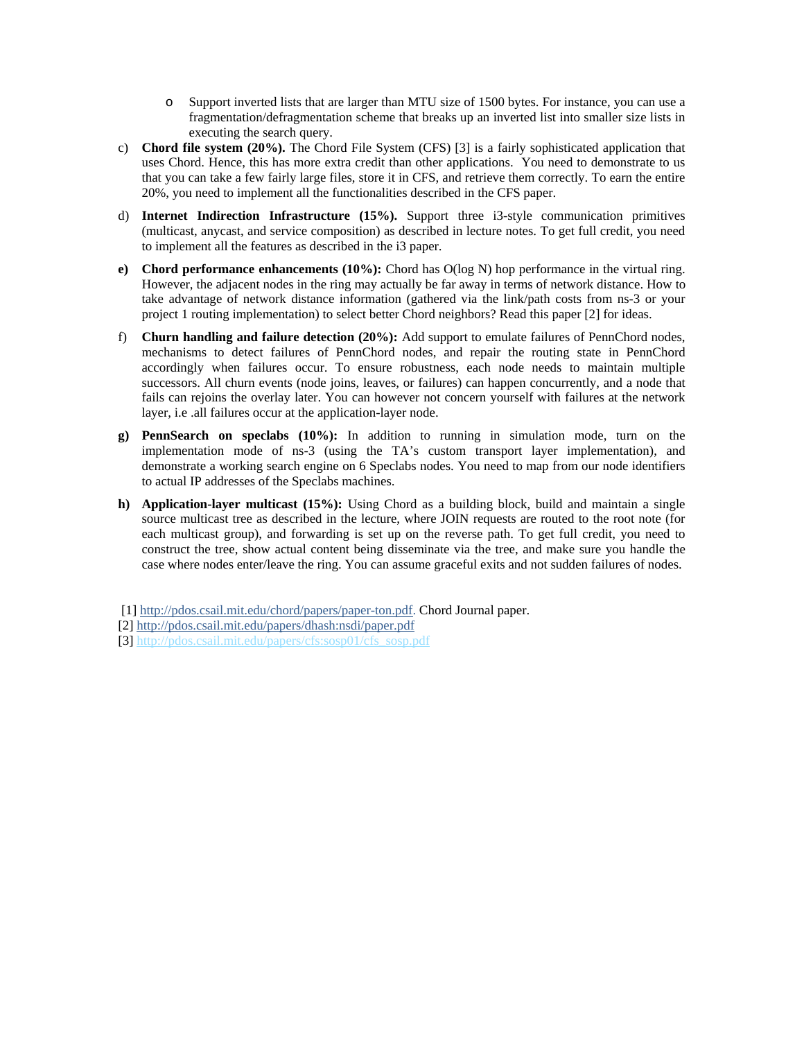- Support inverted lists that are larger than MTU size of 1500 bytes. For instance, you can use a fragmentation/defragmentation scheme that breaks up an inverted list into smaller size lists in executing the search query.

c) **Chord file system (20%).** The Chord File System (CFS) [3] is a fairly sophisticated application that uses Chord. Hence, this has more extra credit than other applications. You need to demonstrate to us that you can take a few fairly large files, store it in CFS, and retrieve them correctly. To earn the entire 20%, you need to implement all the functionalities described in the CFS paper.

d) **Internet Indirection Infrastructure (15%).** Support three i3-style communication primitives (multicast, anycast, and service composition) as described in lecture notes. To get full credit, you need to implement all the features as described in the i3 paper.

**e)** **Chord performance enhancements (10%):** Chord has O(log N) hop performance in the virtual ring. However, the adjacent nodes in the ring may actually be far away in terms of network distance. How to take advantage of network distance information (gathered via the link/path costs from ns-3 or your project 1 routing implementation) to select better Chord neighbors? Read this paper [2] for ideas.

f) **Churn handling and failure detection (20%):** Add support to emulate failures of PennChord nodes, mechanisms to detect failures of PennChord nodes, and repair the routing state in PennChord accordingly when failures occur. To ensure robustness, each node needs to maintain multiple successors. All churn events (node joins, leaves, or failures) can happen concurrently, and a node that fails can rejoins the overlay later. You can however not concern yourself with failures at the network layer, i.e .all failures occur at the application-layer node.

**g)** **PennSearch on speclabs (10%):** In addition to running in simulation mode, turn on the implementation mode of ns-3 (using the TA's custom transport layer implementation), and demonstrate a working search engine on 6 Speclabs nodes. You need to map from our node identifiers to actual IP addresses of the Speclabs machines.

**h)** **Application-layer multicast (15%):** Using Chord as a building block, build and maintain a single source multicast tree as described in the lecture, where JOIN requests are routed to the root note (for each multicast group), and forwarding is set up on the reverse path. To get full credit, you need to construct the tree, show actual content being disseminate via the tree, and make sure you handle the case where nodes enter/leave the ring. You can assume graceful exits and not sudden failures of nodes.

[1] http://pdos.csail.mit.edu/chord/papers/paper-ton.pdf. Chord Journal paper.
[2] http://pdos.csail.mit.edu/papers/dhash:nsdi/paper.pdf
[3] http://pdos.csail.mit.edu/papers/cfs:sosp01/cfs_sosp.pdf